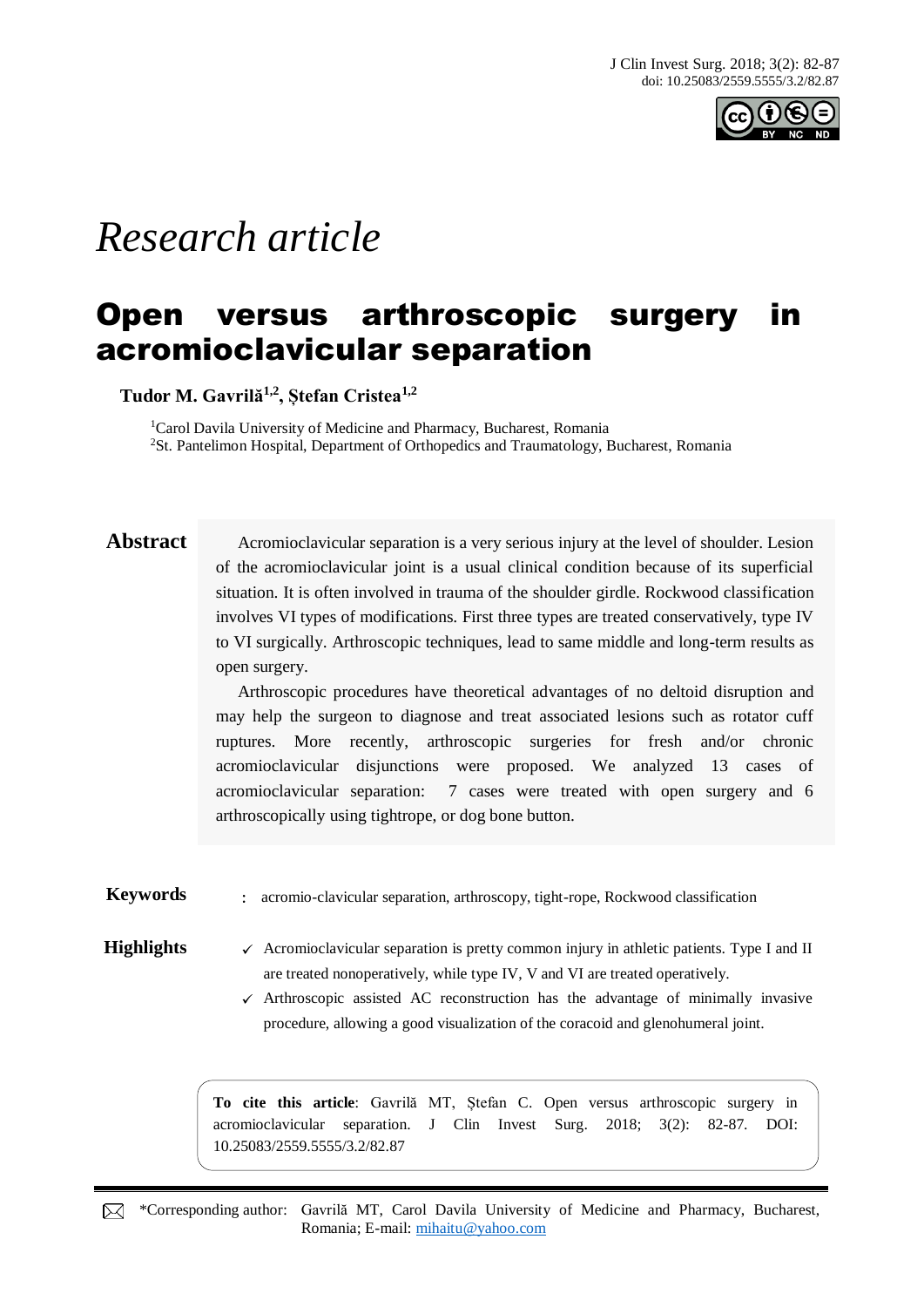*Research article*

# Open versus arthroscopic surgery in acromioclavicular separation

**Tudor M. Gavrilă[1,2], Ștefan Cristea[1,2]**

[1]Carol Davila University of Medicine and Pharmacy, Bucharest, Romania
[2]St. Pantelimon Hospital, Department of Orthopedics and Traumatology, Bucharest, Romania

## Abstract

Acromioclavicular separation is a very serious injury at the level of shoulder. Lesion of the acromioclavicular joint is a usual clinical condition because of its superficial situation. It is often involved in trauma of the shoulder girdle. Rockwood classification involves VI types of modifications. First three types are treated conservatively, type IV to VI surgically. Arthroscopic techniques, lead to same middle and long-term results as open surgery.

Arthroscopic procedures have theoretical advantages of no deltoid disruption and may help the surgeon to diagnose and treat associated lesions such as rotator cuff ruptures. More recently, arthroscopic surgeries for fresh and/or chronic acromioclavicular disjunctions were proposed. We analyzed 13 cases of acromioclavicular separation: 7 cases were treated with open surgery and 6 arthroscopically using tightrope, or dog bone button.

**Keywords**: acromio-clavicular separation, arthroscopy, tight-rope, Rockwood classification

**Highlights**

- ✓ Acromioclavicular separation is pretty common injury in athletic patients. Type I and II are treated nonoperatively, while type IV, V and VI are treated operatively.
- ✓ Arthroscopic assisted AC reconstruction has the advantage of minimally invasive procedure, allowing a good visualization of the coracoid and glenohumeral joint.

**To cite this article**: Gavrilă MT, Ștefan C. Open versus arthroscopic surgery in acromioclavicular separation. J Clin Invest Surg. 2018; 3(2): 82-87. DOI: 10.25083/2559.5555/3.2/82.87

*Corresponding author: Gavrilă MT, Carol Davila University of Medicine and Pharmacy, Bucharest, Romania; E-mail: mihaitu@yahoo.com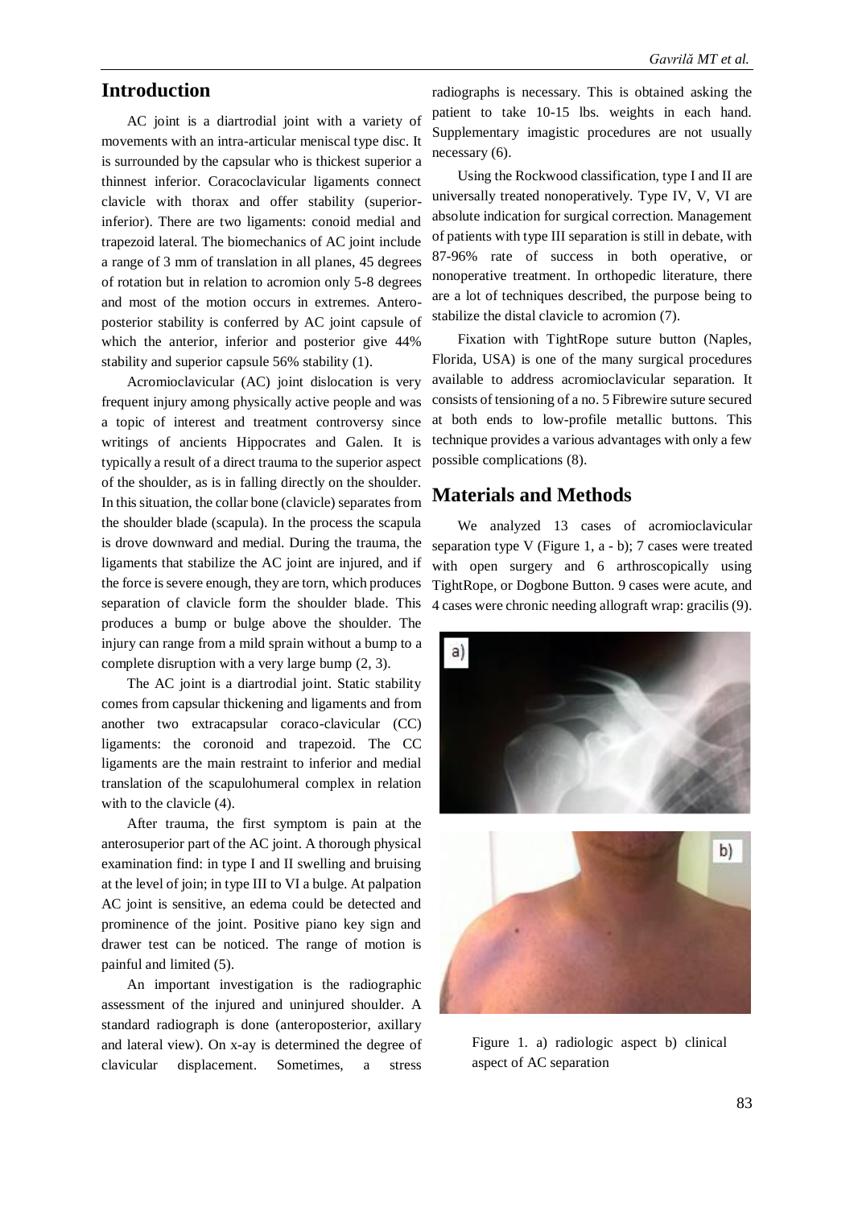## Introduction

AC joint is a diartrodial joint with a variety of movements with an intra-articular meniscal type disc. It is surrounded by the capsular who is thickest superior a thinnest inferior. Coracoclavicular ligaments connect clavicle with thorax and offer stability (superior-inferior). There are two ligaments: conoid medial and trapezoid lateral. The biomechanics of AC joint include a range of 3 mm of translation in all planes, 45 degrees of rotation but in relation to acromion only 5-8 degrees and most of the motion occurs in extremes. Antero-posterior stability is conferred by AC joint capsule of which the anterior, inferior and posterior give 44% stability and superior capsule 56% stability (1).

Acromioclavicular (AC) joint dislocation is very frequent injury among physically active people and was a topic of interest and treatment controversy since writings of ancients Hippocrates and Galen. It is typically a result of a direct trauma to the superior aspect of the shoulder, as is in falling directly on the shoulder. In this situation, the collar bone (clavicle) separates from the shoulder blade (scapula). In the process the scapula is drove downward and medial. During the trauma, the ligaments that stabilize the AC joint are injured, and if the force is severe enough, they are torn, which produces separation of clavicle form the shoulder blade. This produces a bump or bulge above the shoulder. The injury can range from a mild sprain without a bump to a complete disruption with a very large bump (2, 3).

The AC joint is a diartrodial joint. Static stability comes from capsular thickening and ligaments and from another two extracapsular coraco-clavicular (CC) ligaments: the coronoid and trapezoid. The CC ligaments are the main restraint to inferior and medial translation of the scapulohumeral complex in relation with to the clavicle (4).

After trauma, the first symptom is pain at the anterosuperior part of the AC joint. A thorough physical examination find: in type I and II swelling and bruising at the level of join; in type III to VI a bulge. At palpation AC joint is sensitive, an edema could be detected and prominence of the joint. Positive piano key sign and drawer test can be noticed. The range of motion is painful and limited (5).

An important investigation is the radiographic assessment of the injured and uninjured shoulder. A standard radiograph is done (anteroposterior, axillary and lateral view). On x-ay is determined the degree of clavicular displacement. Sometimes, a stress radiographs is necessary. This is obtained asking the patient to take 10-15 lbs. weights in each hand. Supplementary imagistic procedures are not usually necessary (6).

Using the Rockwood classification, type I and II are universally treated nonoperatively. Type IV, V, VI are absolute indication for surgical correction. Management of patients with type III separation is still in debate, with 87-96% rate of success in both operative, or nonoperative treatment. In orthopedic literature, there are a lot of techniques described, the purpose being to stabilize the distal clavicle to acromion (7).

Fixation with TightRope suture button (Naples, Florida, USA) is one of the many surgical procedures available to address acromioclavicular separation. It consists of tensioning of a no. 5 Fibrewire suture secured at both ends to low-profile metallic buttons. This technique provides a various advantages with only a few possible complications (8).

## Materials and Methods

We analyzed 13 cases of acromioclavicular separation type V (Figure 1, a - b); 7 cases were treated with open surgery and 6 arthroscopically using TightRope, or Dogbone Button. 9 cases were acute, and 4 cases were chronic needing allograft wrap: gracilis (9).

Figure 1. a) radiologic aspect b) clinical aspect of AC separation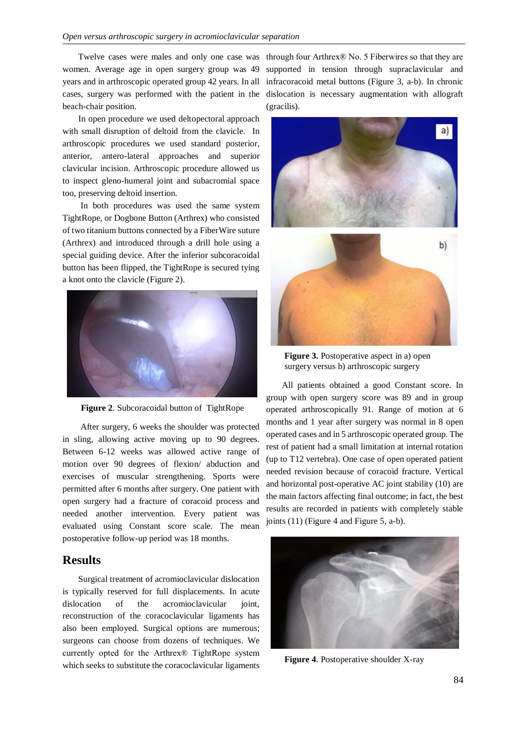Twelve cases were males and only one case was women. Average age in open surgery group was 49 years and in arthroscopic operated group 42 years. In all cases, surgery was performed with the patient in the beach-chair position.

In open procedure we used deltopectoral approach with small disruption of deltoid from the clavicle. In arthroscopic procedures we used standard posterior, anterior, antero-lateral approaches and superior clavicular incision. Arthroscopic procedure allowed us to inspect gleno-humeral joint and subacromial space too, preserving deltoid insertion.

In both procedures was used the same system TightRope, or Dogbone Button (Arthrex) who consisted of two titanium buttons connected by a FiberWire suture (Arthrex) and introduced through a drill hole using a special guiding device. After the inferior subcoracoidal button has been flipped, the TightRope is secured tying a knot onto the clavicle (Figure 2).

**Figure 2**. Subcoracoidal button of TightRope

After surgery, 6 weeks the shoulder was protected in sling, allowing active moving up to 90 degrees. Between 6-12 weeks was allowed active range of motion over 90 degrees of flexion/ abduction and exercises of muscular strengthening. Sports were permitted after 6 months after surgery. One patient with open surgery had a fracture of coracoid process and needed another intervention. Every patient was evaluated using Constant score scale. The mean postoperative follow-up period was 18 months.

## Results

Surgical treatment of acromioclavicular dislocation is typically reserved for full displacements. In acute dislocation of the acromioclavicular joint, reconstruction of the coracoclavicular ligaments has also been employed. Surgical options are numerous; surgeons can choose from dozens of techniques. We currently opted for the Arthrex® TightRope system which seeks to substitute the coracoclavicular ligaments through four Arthrex® No. 5 Fiberwires so that they are supported in tension through supraclavicular and infracoracoid metal buttons (Figure 3, a-b). In chronic dislocation is necessary augmentation with allograft (gracilis).

**Figure 3.** Postoperative aspect in a) open surgery versus b) arthroscopic surgery

All patients obtained a good Constant score. In group with open surgery score was 89 and in group operated arthroscopically 91. Range of motion at 6 months and 1 year after surgery was normal in 8 open operated cases and in 5 arthroscopic operated group. The rest of patient had a small limitation at internal rotation (up to T12 vertebra). One case of open operated patient needed revision because of coracoid fracture. Vertical and horizontal post-operative AC joint stability (10) are the main factors affecting final outcome; in fact, the best results are recorded in patients with completely stable joints (11) (Figure 4 and Figure 5, a-b).

**Figure 4**. Postoperative shoulder X-ray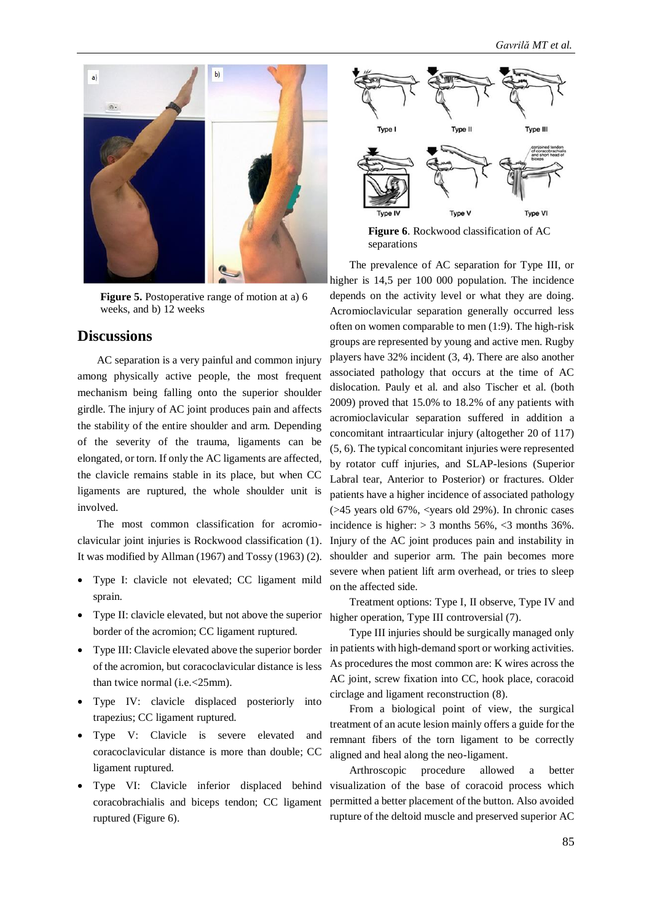Figure 5. Postoperative range of motion at a) 6 weeks, and b) 12 weeks

## Discussions

AC separation is a very painful and common injury among physically active people, the most frequent mechanism being falling onto the superior shoulder girdle. The injury of AC joint produces pain and affects the stability of the entire shoulder and arm. Depending of the severity of the trauma, ligaments can be elongated, or torn. If only the AC ligaments are affected, the clavicle remains stable in its place, but when CC ligaments are ruptured, the whole shoulder unit is involved.

The most common classification for acromio-clavicular joint injuries is Rockwood classification (1). It was modified by Allman (1967) and Tossy (1963) (2).

- Type I: clavicle not elevated; CC ligament mild sprain.
- Type II: clavicle elevated, but not above the superior border of the acromion; CC ligament ruptured.
- Type III: Clavicle elevated above the superior border of the acromion, but coracoclavicular distance is less than twice normal (i.e.<25mm).
- Type IV: clavicle displaced posteriorly into trapezius; CC ligament ruptured.
- Type V: Clavicle is severe elevated and coracoclavicular distance is more than double; CC ligament ruptured.
- Type VI: Clavicle inferior displaced behind coracobrachialis and biceps tendon; CC ligament ruptured (Figure 6).

Figure 6. Rockwood classification of AC separations

The prevalence of AC separation for Type III, or higher is 14,5 per 100 000 population. The incidence depends on the activity level or what they are doing. Acromioclavicular separation generally occurred less often on women comparable to men (1:9). The high-risk groups are represented by young and active men. Rugby players have 32% incident (3, 4). There are also another associated pathology that occurs at the time of AC dislocation. Pauly et al. and also Tischer et al. (both 2009) proved that 15.0% to 18.2% of any patients with acromioclavicular separation suffered in addition a concomitant intraarticular injury (altogether 20 of 117) (5, 6). The typical concomitant injuries were represented by rotator cuff injuries, and SLAP-lesions (Superior Labral tear, Anterior to Posterior) or fractures. Older patients have a higher incidence of associated pathology (>45 years old 67%, <years old 29%). In chronic cases incidence is higher: > 3 months 56%, <3 months 36%. Injury of the AC joint produces pain and instability in shoulder and superior arm. The pain becomes more severe when patient lift arm overhead, or tries to sleep on the affected side.

Treatment options: Type I, II observe, Type IV and higher operation, Type III controversial (7).

Type III injuries should be surgically managed only in patients with high-demand sport or working activities. As procedures the most common are: K wires across the AC joint, screw fixation into CC, hook place, coracoid circlage and ligament reconstruction (8).

From a biological point of view, the surgical treatment of an acute lesion mainly offers a guide for the remnant fibers of the torn ligament to be correctly aligned and heal along the neo-ligament.

Arthroscopic procedure allowed a better visualization of the base of coracoid process which permitted a better placement of the button. Also avoided rupture of the deltoid muscle and preserved superior AC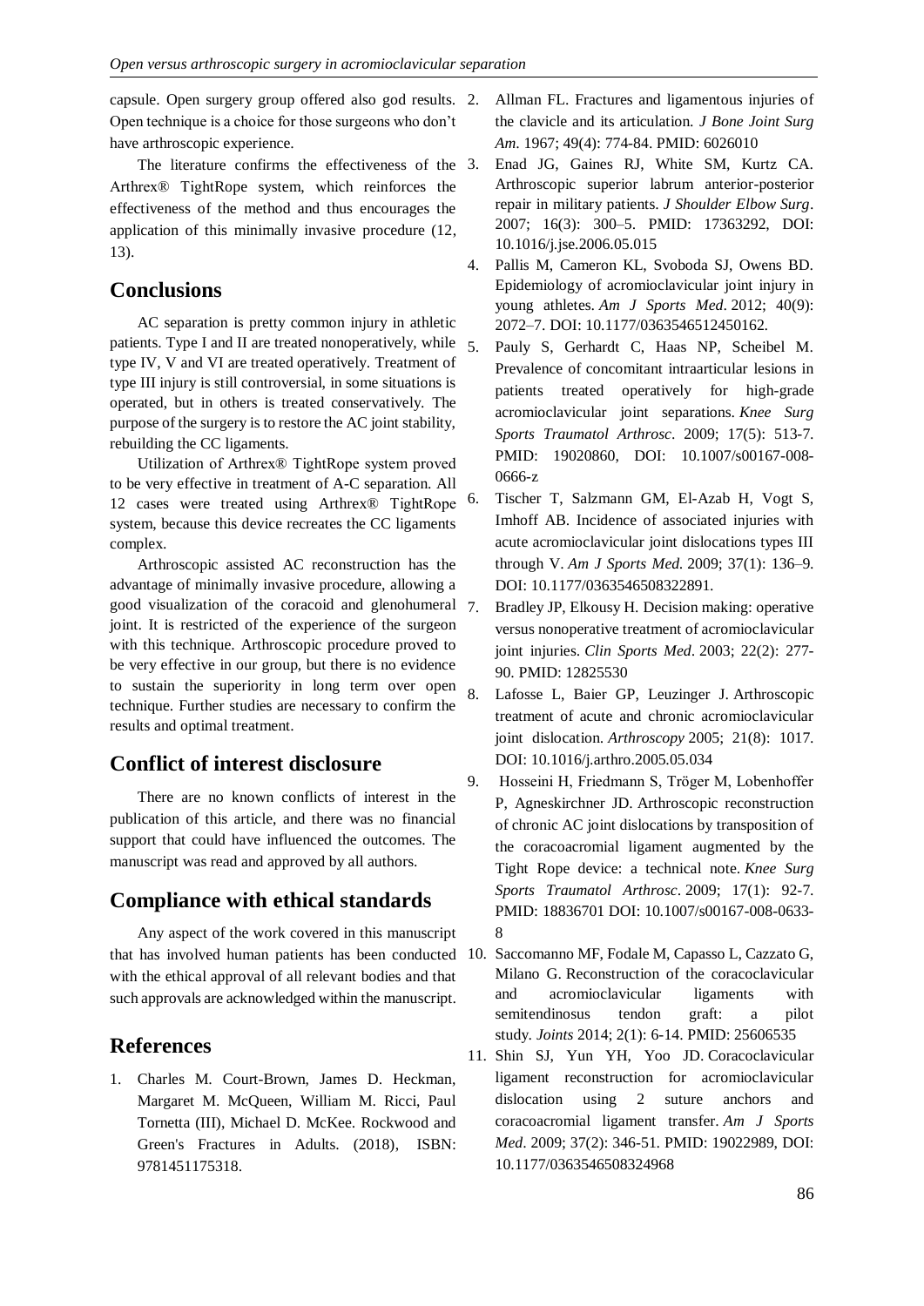capsule. Open surgery group offered also god results. Open technique is a choice for those surgeons who don't have arthroscopic experience.

The literature confirms the effectiveness of the Arthrex® TightRope system, which reinforces the effectiveness of the method and thus encourages the application of this minimally invasive procedure (12, 13).

## Conclusions

AC separation is pretty common injury in athletic patients. Type I and II are treated nonoperatively, while type IV, V and VI are treated operatively. Treatment of type III injury is still controversial, in some situations is operated, but in others is treated conservatively. The purpose of the surgery is to restore the AC joint stability, rebuilding the CC ligaments.

Utilization of Arthrex® TightRope system proved to be very effective in treatment of A-C separation. All 12 cases were treated using Arthrex® TightRope system, because this device recreates the CC ligaments complex.

Arthroscopic assisted AC reconstruction has the advantage of minimally invasive procedure, allowing a good visualization of the coracoid and glenohumeral joint. It is restricted of the experience of the surgeon with this technique. Arthroscopic procedure proved to be very effective in our group, but there is no evidence to sustain the superiority in long term over open technique. Further studies are necessary to confirm the results and optimal treatment.

## Conflict of interest disclosure

There are no known conflicts of interest in the publication of this article, and there was no financial support that could have influenced the outcomes. The manuscript was read and approved by all authors.

## Compliance with ethical standards

Any aspect of the work covered in this manuscript that has involved human patients has been conducted with the ethical approval of all relevant bodies and that such approvals are acknowledged within the manuscript.

## References

1. Charles M. Court-Brown, James D. Heckman, Margaret M. McQueen, William M. Ricci, Paul Tornetta (III), Michael D. McKee. Rockwood and Green's Fractures in Adults. (2018), ISBN: 9781451175318.
2. Allman FL. Fractures and ligamentous injuries of the clavicle and its articulation. *J Bone Joint Surg Am*. 1967; 49(4): 774-84. PMID: 6026010
3. Enad JG, Gaines RJ, White SM, Kurtz CA. Arthroscopic superior labrum anterior-posterior repair in military patients. *J Shoulder Elbow Surg*. 2007; 16(3): 300–5. PMID: 17363292, DOI: 10.1016/j.jse.2006.05.015
4. Pallis M, Cameron KL, Svoboda SJ, Owens BD. Epidemiology of acromioclavicular joint injury in young athletes. *Am J Sports Med*. 2012; 40(9): 2072–7. DOI: 10.1177/0363546512450162.
5. Pauly S, Gerhardt C, Haas NP, Scheibel M. Prevalence of concomitant intraarticular lesions in patients treated operatively for high-grade acromioclavicular joint separations. *Knee Surg Sports Traumatol Arthrosc*. 2009; 17(5): 513-7. PMID: 19020860, DOI: 10.1007/s00167-008-0666-z
6. Tischer T, Salzmann GM, El-Azab H, Vogt S, Imhoff AB. Incidence of associated injuries with acute acromioclavicular joint dislocations types III through V. *Am J Sports Med*. 2009; 37(1): 136–9. DOI: 10.1177/0363546508322891.
7. Bradley JP, Elkousy H. Decision making: operative versus nonoperative treatment of acromioclavicular joint injuries. *Clin Sports Med*. 2003; 22(2): 277-90. PMID: 12825530
8. Lafosse L, Baier GP, Leuzinger J. Arthroscopic treatment of acute and chronic acromioclavicular joint dislocation. *Arthroscopy* 2005; 21(8): 1017. DOI: 10.1016/j.arthro.2005.05.034
9. Hosseini H, Friedmann S, Tröger M, Lobenhoffer P, Agneskirchner JD. Arthroscopic reconstruction of chronic AC joint dislocations by transposition of the coracoacromial ligament augmented by the Tight Rope device: a technical note. *Knee Surg Sports Traumatol Arthrosc*. 2009; 17(1): 92-7. PMID: 18836701 DOI: 10.1007/s00167-008-0633-8
10. Saccomanno MF, Fodale M, Capasso L, Cazzato G, Milano G. Reconstruction of the coracoclavicular and acromioclavicular ligaments with semitendinosus tendon graft: a pilot study. *Joints* 2014; 2(1): 6-14. PMID: 25606535
11. Shin SJ, Yun YH, Yoo JD. Coracoclavicular ligament reconstruction for acromioclavicular dislocation using 2 suture anchors and coracoacromial ligament transfer. *Am J Sports Med*. 2009; 37(2): 346-51. PMID: 19022989, DOI: 10.1177/0363546508324968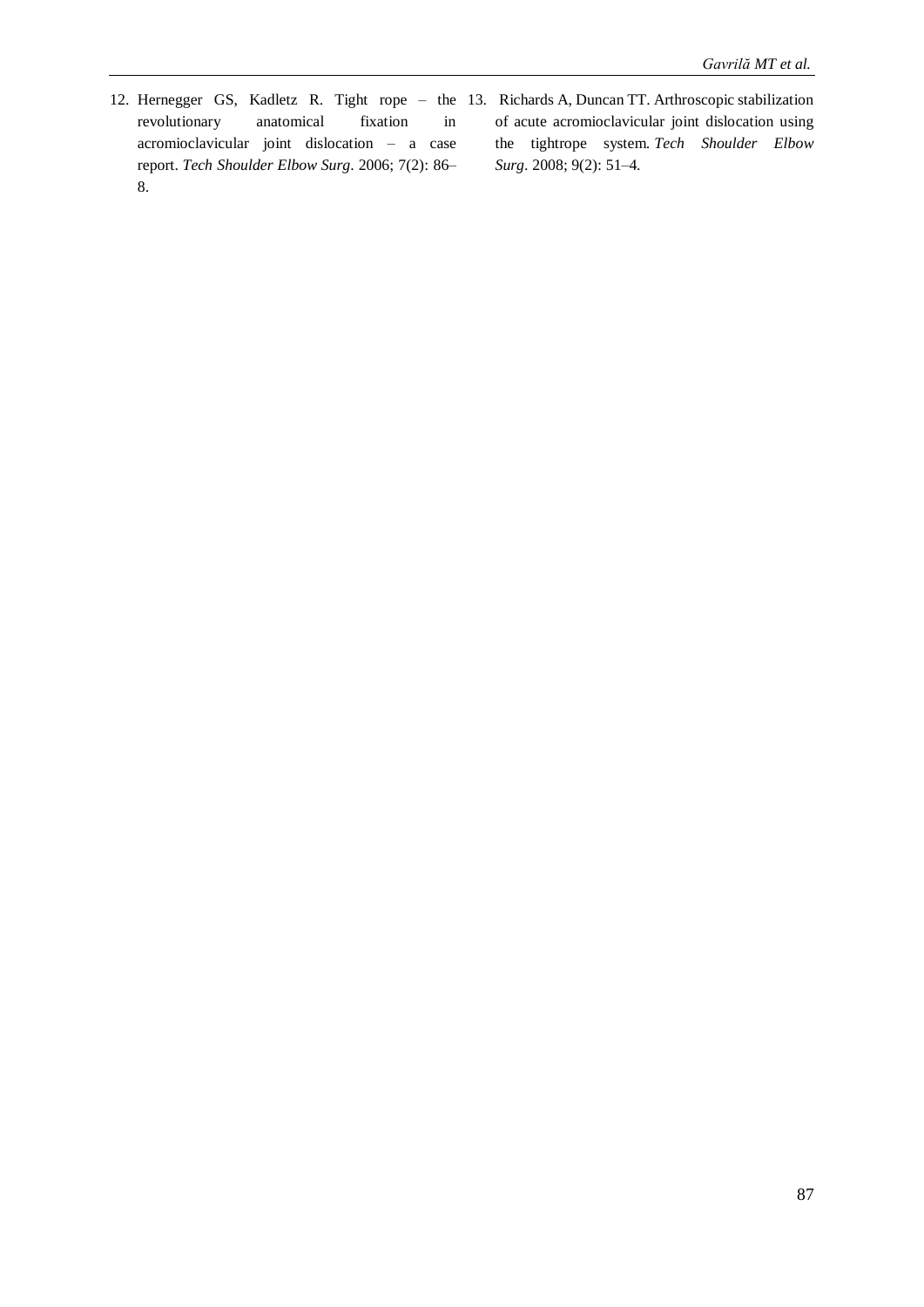12. Hernegger GS, Kadletz R. Tight rope – the revolutionary anatomical fixation in acromioclavicular joint dislocation – a case report. *Tech Shoulder Elbow Surg*. 2006; 7(2): 86–8.
13. Richards A, Duncan TT. Arthroscopic stabilization of acute acromioclavicular joint dislocation using the tightrope system. *Tech Shoulder Elbow Surg*. 2008; 9(2): 51–4.